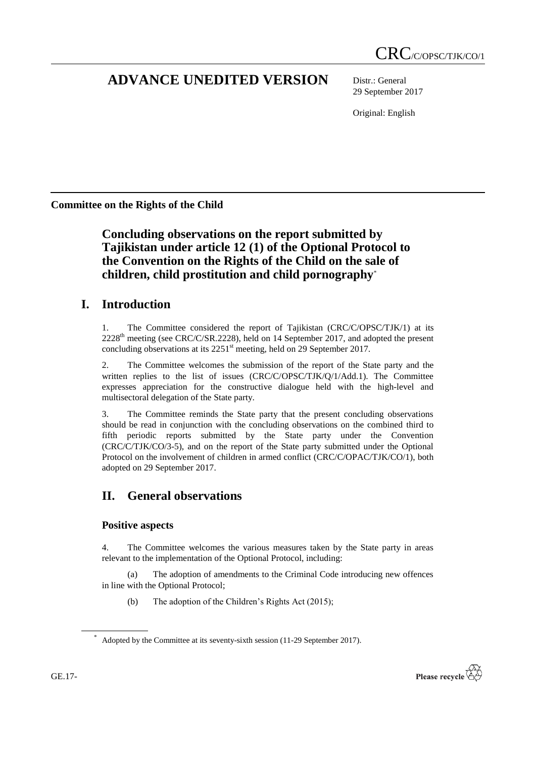CRC/C/OPSC/TJK/CO/1

# ADVANCE UNEDITED VERSION

Distr.: General
29 September 2017

Original: English

**Committee on the Rights of the Child**

## Concluding observations on the report submitted by Tajikistan under article 12 (1) of the Optional Protocol to the Convention on the Rights of the Child on the sale of children, child prostitution and child pornography*

# I. Introduction

1. The Committee considered the report of Tajikistan (CRC/C/OPSC/TJK/1) at its 2228th meeting (see CRC/C/SR.2228), held on 14 September 2017, and adopted the present concluding observations at its 2251st meeting, held on 29 September 2017.

2. The Committee welcomes the submission of the report of the State party and the written replies to the list of issues (CRC/C/OPSC/TJK/Q/1/Add.1). The Committee expresses appreciation for the constructive dialogue held with the high-level and multisectoral delegation of the State party.

3. The Committee reminds the State party that the present concluding observations should be read in conjunction with the concluding observations on the combined third to fifth periodic reports submitted by the State party under the Convention (CRC/C/TJK/CO/3-5), and on the report of the State party submitted under the Optional Protocol on the involvement of children in armed conflict (CRC/C/OPAC/TJK/CO/1), both adopted on 29 September 2017.

# II. General observations

### Positive aspects

4. The Committee welcomes the various measures taken by the State party in areas relevant to the implementation of the Optional Protocol, including:

(a) The adoption of amendments to the Criminal Code introducing new offences in line with the Optional Protocol;

(b) The adoption of the Children's Rights Act (2015);

* Adopted by the Committee at its seventy-sixth session (11-29 September 2017).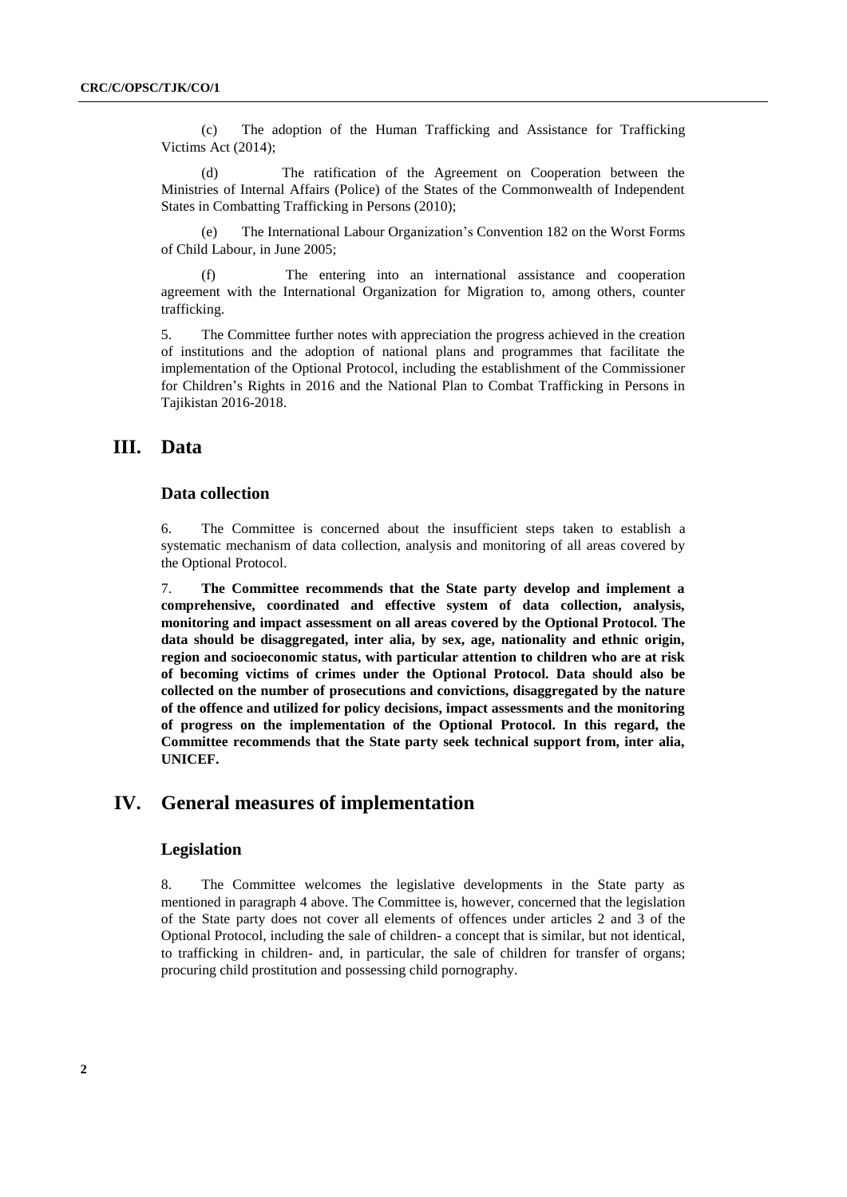(c) The adoption of the Human Trafficking and Assistance for Trafficking Victims Act (2014);

(d) The ratification of the Agreement on Cooperation between the Ministries of Internal Affairs (Police) of the States of the Commonwealth of Independent States in Combatting Trafficking in Persons (2010);

(e) The International Labour Organization's Convention 182 on the Worst Forms of Child Labour, in June 2005;

(f) The entering into an international assistance and cooperation agreement with the International Organization for Migration to, among others, counter trafficking.

5. The Committee further notes with appreciation the progress achieved in the creation of institutions and the adoption of national plans and programmes that facilitate the implementation of the Optional Protocol, including the establishment of the Commissioner for Children's Rights in 2016 and the National Plan to Combat Trafficking in Persons in Tajikistan 2016-2018.

# III. Data

## Data collection

6. The Committee is concerned about the insufficient steps taken to establish a systematic mechanism of data collection, analysis and monitoring of all areas covered by the Optional Protocol.

7. **The Committee recommends that the State party develop and implement a comprehensive, coordinated and effective system of data collection, analysis, monitoring and impact assessment on all areas covered by the Optional Protocol. The data should be disaggregated, inter alia, by sex, age, nationality and ethnic origin, region and socioeconomic status, with particular attention to children who are at risk of becoming victims of crimes under the Optional Protocol. Data should also be collected on the number of prosecutions and convictions, disaggregated by the nature of the offence and utilized for policy decisions, impact assessments and the monitoring of progress on the implementation of the Optional Protocol. In this regard, the Committee recommends that the State party seek technical support from, inter alia, UNICEF.**

# IV. General measures of implementation

## Legislation

8. The Committee welcomes the legislative developments in the State party as mentioned in paragraph 4 above. The Committee is, however, concerned that the legislation of the State party does not cover all elements of offences under articles 2 and 3 of the Optional Protocol, including the sale of children- a concept that is similar, but not identical, to trafficking in children- and, in particular, the sale of children for transfer of organs; procuring child prostitution and possessing child pornography.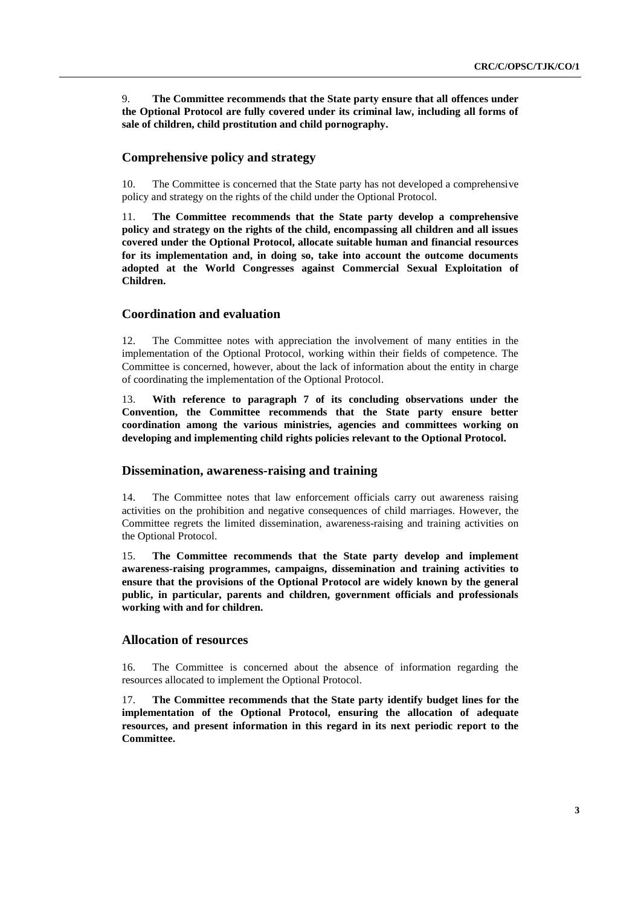9. **The Committee recommends that the State party ensure that all offences under the Optional Protocol are fully covered under its criminal law, including all forms of sale of children, child prostitution and child pornography.**

## Comprehensive policy and strategy

10. The Committee is concerned that the State party has not developed a comprehensive policy and strategy on the rights of the child under the Optional Protocol.

11. **The Committee recommends that the State party develop a comprehensive policy and strategy on the rights of the child, encompassing all children and all issues covered under the Optional Protocol, allocate suitable human and financial resources for its implementation and, in doing so, take into account the outcome documents adopted at the World Congresses against Commercial Sexual Exploitation of Children.**

## Coordination and evaluation

12. The Committee notes with appreciation the involvement of many entities in the implementation of the Optional Protocol, working within their fields of competence. The Committee is concerned, however, about the lack of information about the entity in charge of coordinating the implementation of the Optional Protocol.

13. **With reference to paragraph 7 of its concluding observations under the Convention, the Committee recommends that the State party ensure better coordination among the various ministries, agencies and committees working on developing and implementing child rights policies relevant to the Optional Protocol.**

## Dissemination, awareness-raising and training

14. The Committee notes that law enforcement officials carry out awareness raising activities on the prohibition and negative consequences of child marriages. However, the Committee regrets the limited dissemination, awareness-raising and training activities on the Optional Protocol.

15. **The Committee recommends that the State party develop and implement awareness-raising programmes, campaigns, dissemination and training activities to ensure that the provisions of the Optional Protocol are widely known by the general public, in particular, parents and children, government officials and professionals working with and for children.**

## Allocation of resources

16. The Committee is concerned about the absence of information regarding the resources allocated to implement the Optional Protocol.

17. **The Committee recommends that the State party identify budget lines for the implementation of the Optional Protocol, ensuring the allocation of adequate resources, and present information in this regard in its next periodic report to the Committee.**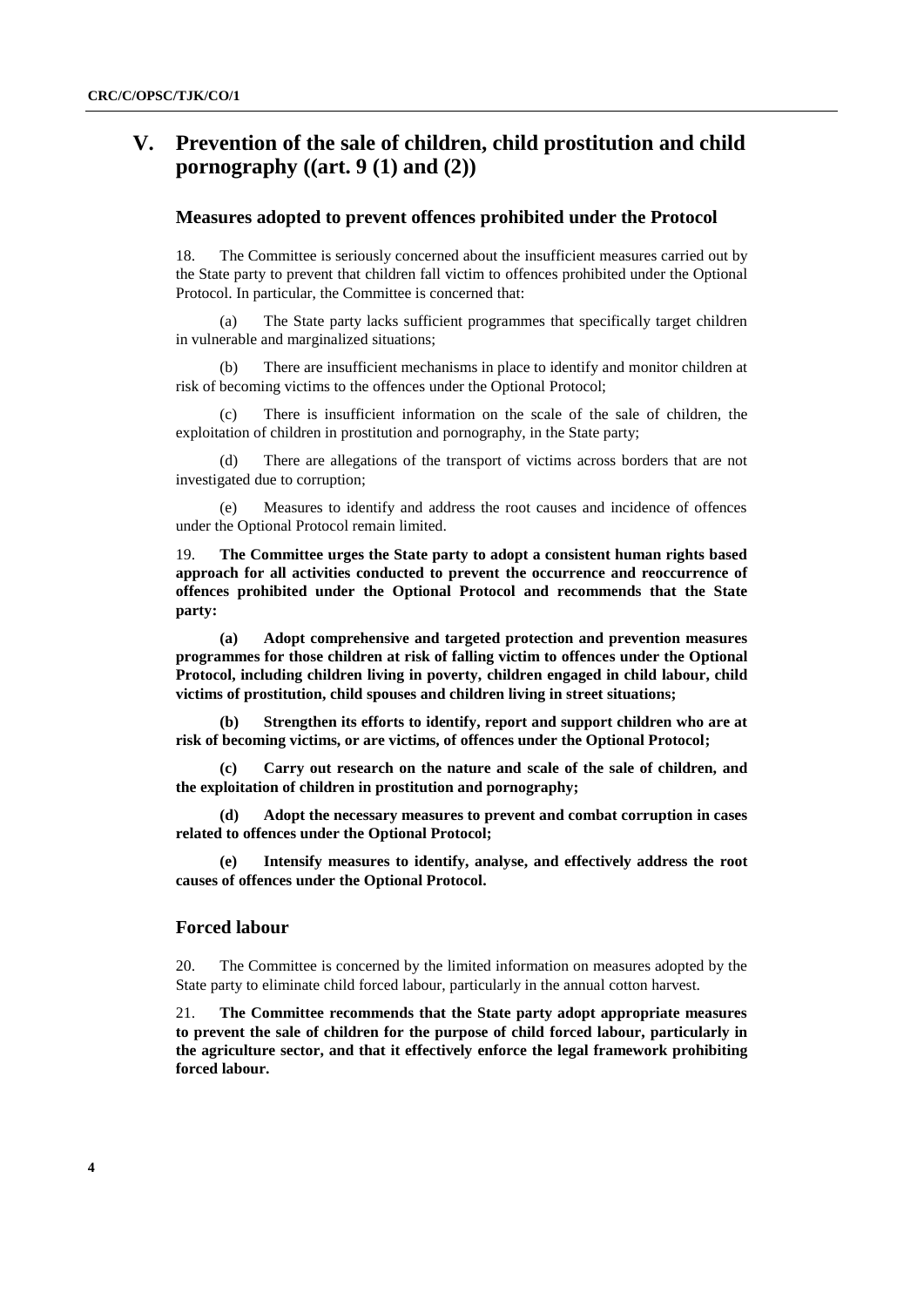# V. Prevention of the sale of children, child prostitution and child pornography ((art. 9 (1) and (2))

### Measures adopted to prevent offences prohibited under the Protocol

18. The Committee is seriously concerned about the insufficient measures carried out by the State party to prevent that children fall victim to offences prohibited under the Optional Protocol. In particular, the Committee is concerned that:

(a) The State party lacks sufficient programmes that specifically target children in vulnerable and marginalized situations;

(b) There are insufficient mechanisms in place to identify and monitor children at risk of becoming victims to the offences under the Optional Protocol;

(c) There is insufficient information on the scale of the sale of children, the exploitation of children in prostitution and pornography, in the State party;

(d) There are allegations of the transport of victims across borders that are not investigated due to corruption;

(e) Measures to identify and address the root causes and incidence of offences under the Optional Protocol remain limited.

19. **The Committee urges the State party to adopt a consistent human rights based approach for all activities conducted to prevent the occurrence and reoccurrence of offences prohibited under the Optional Protocol and recommends that the State party:**

**(a) Adopt comprehensive and targeted protection and prevention measures programmes for those children at risk of falling victim to offences under the Optional Protocol, including children living in poverty, children engaged in child labour, child victims of prostitution, child spouses and children living in street situations;**

**(b) Strengthen its efforts to identify, report and support children who are at risk of becoming victims, or are victims, of offences under the Optional Protocol;**

**(c) Carry out research on the nature and scale of the sale of children, and the exploitation of children in prostitution and pornography;**

**(d) Adopt the necessary measures to prevent and combat corruption in cases related to offences under the Optional Protocol;**

**(e) Intensify measures to identify, analyse, and effectively address the root causes of offences under the Optional Protocol.**

### Forced labour

20. The Committee is concerned by the limited information on measures adopted by the State party to eliminate child forced labour, particularly in the annual cotton harvest.

21. **The Committee recommends that the State party adopt appropriate measures to prevent the sale of children for the purpose of child forced labour, particularly in the agriculture sector, and that it effectively enforce the legal framework prohibiting forced labour.**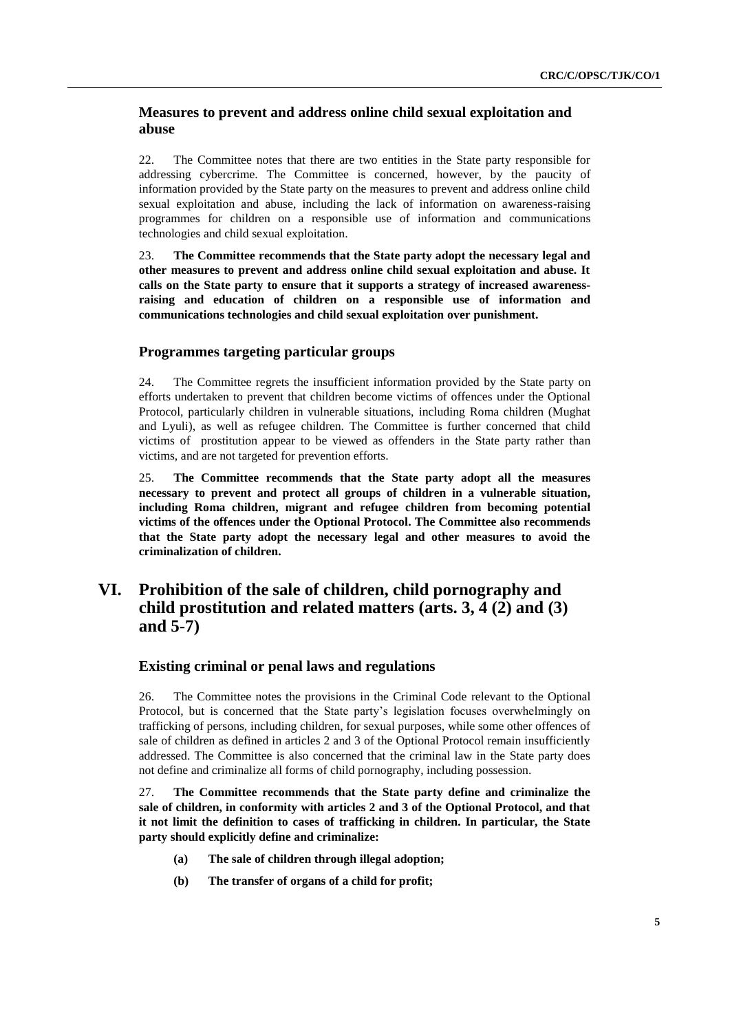### Measures to prevent and address online child sexual exploitation and abuse

22. The Committee notes that there are two entities in the State party responsible for addressing cybercrime. The Committee is concerned, however, by the paucity of information provided by the State party on the measures to prevent and address online child sexual exploitation and abuse, including the lack of information on awareness-raising programmes for children on a responsible use of information and communications technologies and child sexual exploitation.

23. **The Committee recommends that the State party adopt the necessary legal and other measures to prevent and address online child sexual exploitation and abuse. It calls on the State party to ensure that it supports a strategy of increased awareness-raising and education of children on a responsible use of information and communications technologies and child sexual exploitation over punishment.**

### Programmes targeting particular groups

24. The Committee regrets the insufficient information provided by the State party on efforts undertaken to prevent that children become victims of offences under the Optional Protocol, particularly children in vulnerable situations, including Roma children (Mughat and Lyuli), as well as refugee children. The Committee is further concerned that child victims of prostitution appear to be viewed as offenders in the State party rather than victims, and are not targeted for prevention efforts.

25. **The Committee recommends that the State party adopt all the measures necessary to prevent and protect all groups of children in a vulnerable situation, including Roma children, migrant and refugee children from becoming potential victims of the offences under the Optional Protocol. The Committee also recommends that the State party adopt the necessary legal and other measures to avoid the criminalization of children.**

## VI. Prohibition of the sale of children, child pornography and child prostitution and related matters (arts. 3, 4 (2) and (3) and 5-7)

### Existing criminal or penal laws and regulations

26. The Committee notes the provisions in the Criminal Code relevant to the Optional Protocol, but is concerned that the State party's legislation focuses overwhelmingly on trafficking of persons, including children, for sexual purposes, while some other offences of sale of children as defined in articles 2 and 3 of the Optional Protocol remain insufficiently addressed. The Committee is also concerned that the criminal law in the State party does not define and criminalize all forms of child pornography, including possession.

27. **The Committee recommends that the State party define and criminalize the sale of children, in conformity with articles 2 and 3 of the Optional Protocol, and that it not limit the definition to cases of trafficking in children. In particular, the State party should explicitly define and criminalize:**

- **(a) The sale of children through illegal adoption;**
- **(b) The transfer of organs of a child for profit;**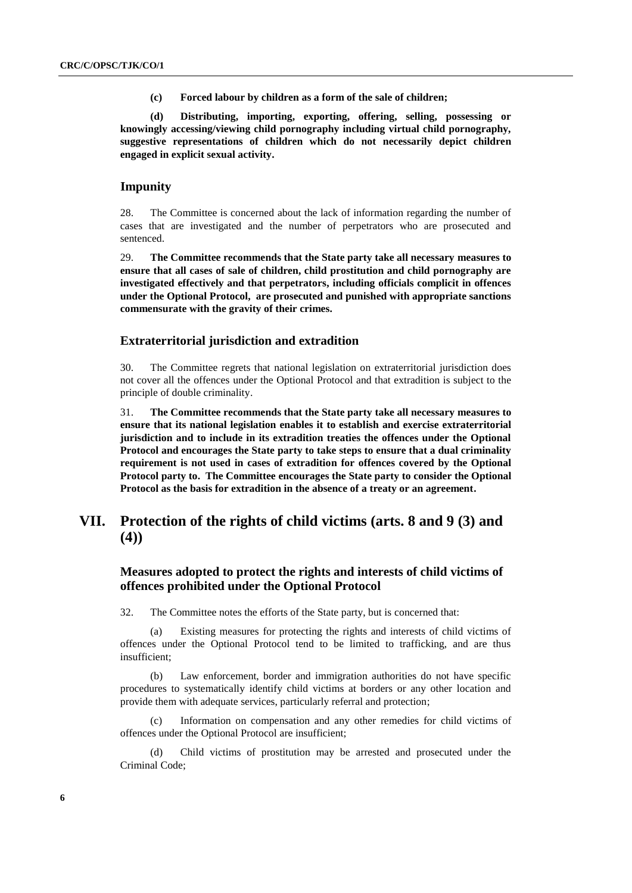**(c) Forced labour by children as a form of the sale of children;**

**(d) Distributing, importing, exporting, offering, selling, possessing or knowingly accessing/viewing child pornography including virtual child pornography, suggestive representations of children which do not necessarily depict children engaged in explicit sexual activity.**

### Impunity

28. The Committee is concerned about the lack of information regarding the number of cases that are investigated and the number of perpetrators who are prosecuted and sentenced.

29. **The Committee recommends that the State party take all necessary measures to ensure that all cases of sale of children, child prostitution and child pornography are investigated effectively and that perpetrators, including officials complicit in offences under the Optional Protocol, are prosecuted and punished with appropriate sanctions commensurate with the gravity of their crimes.**

### Extraterritorial jurisdiction and extradition

30. The Committee regrets that national legislation on extraterritorial jurisdiction does not cover all the offences under the Optional Protocol and that extradition is subject to the principle of double criminality.

31. **The Committee recommends that the State party take all necessary measures to ensure that its national legislation enables it to establish and exercise extraterritorial jurisdiction and to include in its extradition treaties the offences under the Optional Protocol and encourages the State party to take steps to ensure that a dual criminality requirement is not used in cases of extradition for offences covered by the Optional Protocol party to. The Committee encourages the State party to consider the Optional Protocol as the basis for extradition in the absence of a treaty or an agreement.**

## VII. Protection of the rights of child victims (arts. 8 and 9 (3) and (4))

### Measures adopted to protect the rights and interests of child victims of offences prohibited under the Optional Protocol

32. The Committee notes the efforts of the State party, but is concerned that:

(a) Existing measures for protecting the rights and interests of child victims of offences under the Optional Protocol tend to be limited to trafficking, and are thus insufficient;

(b) Law enforcement, border and immigration authorities do not have specific procedures to systematically identify child victims at borders or any other location and provide them with adequate services, particularly referral and protection;

(c) Information on compensation and any other remedies for child victims of offences under the Optional Protocol are insufficient;

(d) Child victims of prostitution may be arrested and prosecuted under the Criminal Code;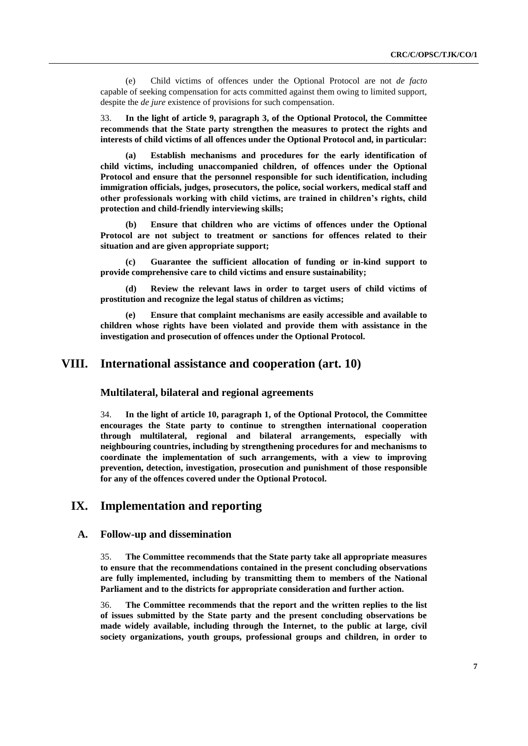(e) Child victims of offences under the Optional Protocol are not *de facto* capable of seeking compensation for acts committed against them owing to limited support, despite the *de jure* existence of provisions for such compensation.

33. **In the light of article 9, paragraph 3, of the Optional Protocol, the Committee recommends that the State party strengthen the measures to protect the rights and interests of child victims of all offences under the Optional Protocol and, in particular:**

**(a) Establish mechanisms and procedures for the early identification of child victims, including unaccompanied children, of offences under the Optional Protocol and ensure that the personnel responsible for such identification, including immigration officials, judges, prosecutors, the police, social workers, medical staff and other professionals working with child victims, are trained in children's rights, child protection and child-friendly interviewing skills;**

**(b) Ensure that children who are victims of offences under the Optional Protocol are not subject to treatment or sanctions for offences related to their situation and are given appropriate support;**

**(c) Guarantee the sufficient allocation of funding or in-kind support to provide comprehensive care to child victims and ensure sustainability;**

**(d) Review the relevant laws in order to target users of child victims of prostitution and recognize the legal status of children as victims;**

**(e) Ensure that complaint mechanisms are easily accessible and available to children whose rights have been violated and provide them with assistance in the investigation and prosecution of offences under the Optional Protocol.**

# VIII. International assistance and cooperation (art. 10)

### Multilateral, bilateral and regional agreements

34. **In the light of article 10, paragraph 1, of the Optional Protocol, the Committee encourages the State party to continue to strengthen international cooperation through multilateral, regional and bilateral arrangements, especially with neighbouring countries, including by strengthening procedures for and mechanisms to coordinate the implementation of such arrangements, with a view to improving prevention, detection, investigation, prosecution and punishment of those responsible for any of the offences covered under the Optional Protocol.**

# IX. Implementation and reporting

## A. Follow-up and dissemination

35. **The Committee recommends that the State party take all appropriate measures to ensure that the recommendations contained in the present concluding observations are fully implemented, including by transmitting them to members of the National Parliament and to the districts for appropriate consideration and further action.**

36. **The Committee recommends that the report and the written replies to the list of issues submitted by the State party and the present concluding observations be made widely available, including through the Internet, to the public at large, civil society organizations, youth groups, professional groups and children, in order to**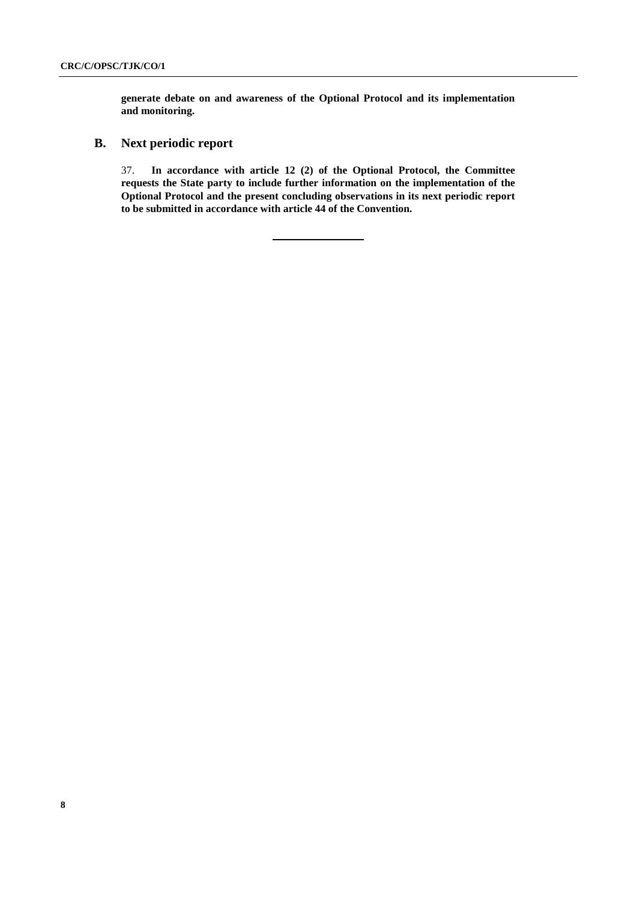**generate debate on and awareness of the Optional Protocol and its implementation and monitoring.**

## B. Next periodic report

37. **In accordance with article 12 (2) of the Optional Protocol, the Committee requests the State party to include further information on the implementation of the Optional Protocol and the present concluding observations in its next periodic report to be submitted in accordance with article 44 of the Convention.**